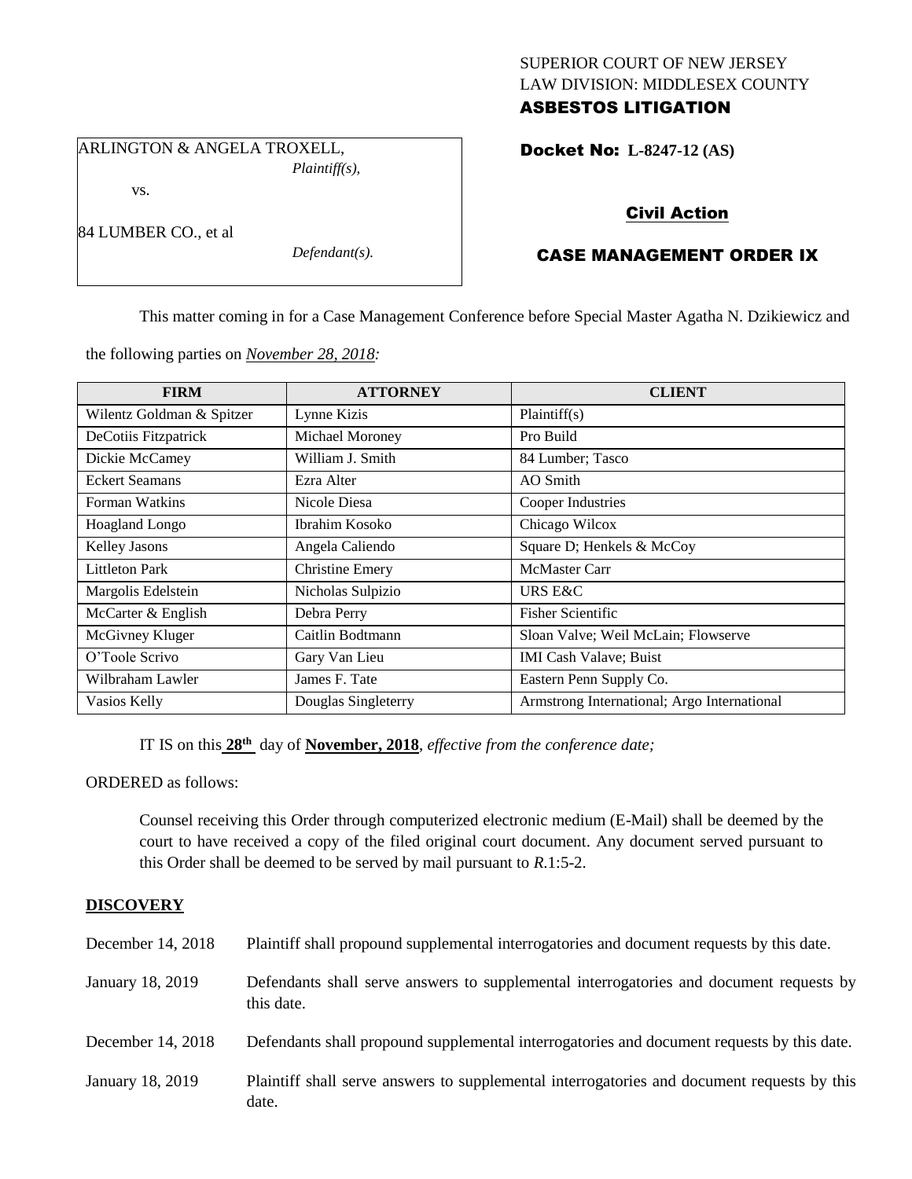SUPERIOR COURT OF NEW JERSEY
LAW DIVISION: MIDDLESEX COUNTY
**ASBESTOS LITIGATION**

ARLINGTON & ANGELA TROXELL,
*Plaintiff(s),*

vs.

84 LUMBER CO., et al
*Defendant(s).*

**Docket No: L-8247-12 (AS)**

**Civil Action**

**CASE MANAGEMENT ORDER IX**

This matter coming in for a Case Management Conference before Special Master Agatha N. Dzikiewicz and the following parties on *November 28, 2018:*

| FIRM | ATTORNEY | CLIENT |
|---|---|---|
| Wilentz Goldman & Spitzer | Lynne Kizis | Plaintiff(s) |
| DeCotiis Fitzpatrick | Michael Moroney | Pro Build |
| Dickie McCamey | William J. Smith | 84 Lumber; Tasco |
| Eckert Seamans | Ezra Alter | AO Smith |
| Forman Watkins | Nicole Diesa | Cooper Industries |
| Hoagland Longo | Ibrahim Kosoko | Chicago Wilcox |
| Kelley Jasons | Angela Caliendo | Square D; Henkels & McCoy |
| Littleton Park | Christine Emery | McMaster Carr |
| Margolis Edelstein | Nicholas Sulpizio | URS E&C |
| McCarter & English | Debra Perry | Fisher Scientific |
| McGivney Kluger | Caitlin Bodtmann | Sloan Valve; Weil McLain; Flowserve |
| O'Toole Scrivo | Gary Van Lieu | IMI Cash Valave; Buist |
| Wilbraham Lawler | James F. Tate | Eastern Penn Supply Co. |
| Vasios Kelly | Douglas Singleterry | Armstrong International; Argo International |

IT IS on this **28th** day of **November, 2018**, *effective from the conference date;*

ORDERED as follows:

Counsel receiving this Order through computerized electronic medium (E-Mail) shall be deemed by the court to have received a copy of the filed original court document. Any document served pursuant to this Order shall be deemed to be served by mail pursuant to *R*.1:5-2.

**DISCOVERY**

| | |
|---|---|
| December 14, 2018 | Plaintiff shall propound supplemental interrogatories and document requests by this date. |
| January 18, 2019 | Defendants shall serve answers to supplemental interrogatories and document requests by this date. |
| December 14, 2018 | Defendants shall propound supplemental interrogatories and document requests by this date. |
| January 18, 2019 | Plaintiff shall serve answers to supplemental interrogatories and document requests by this date. |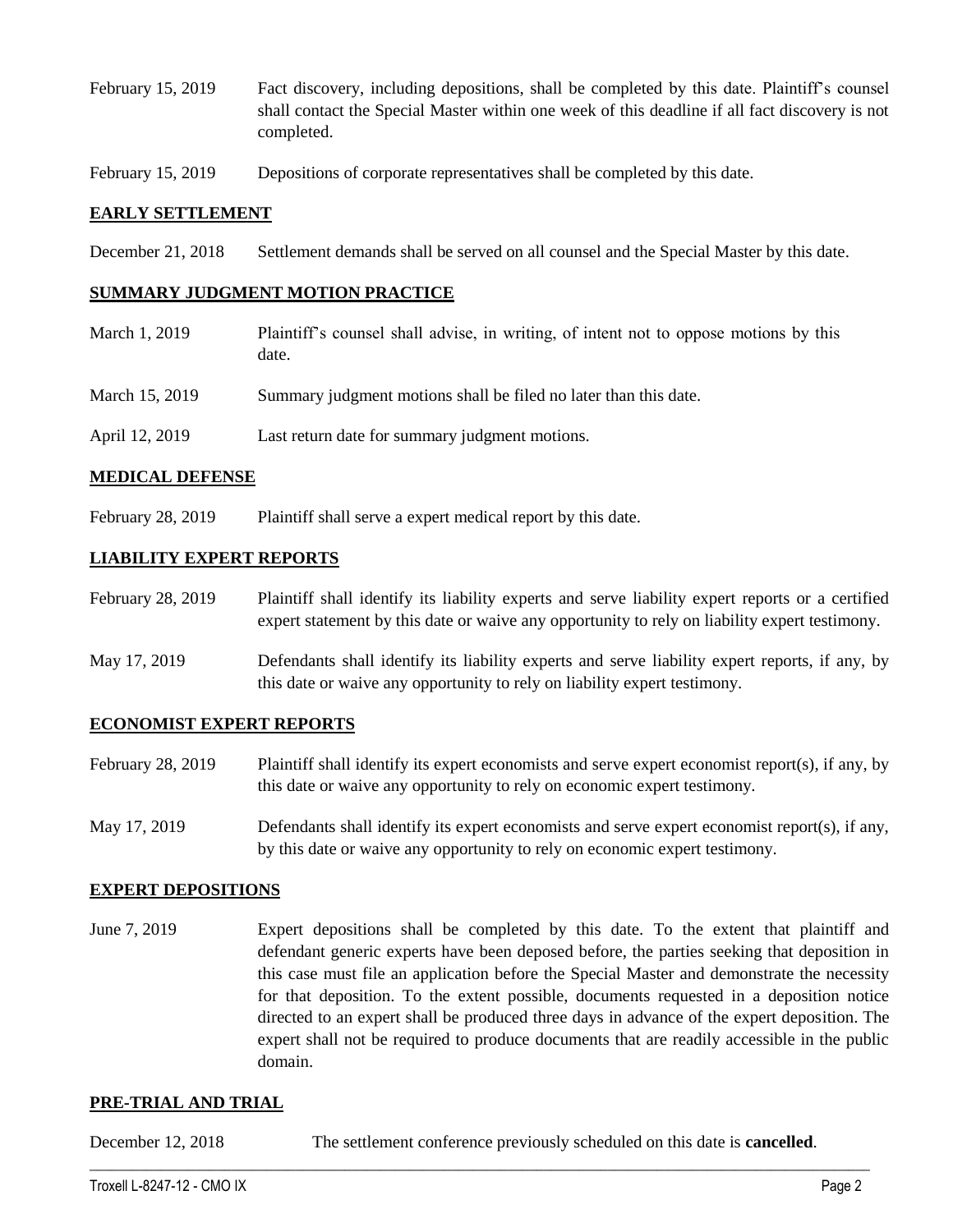February 15, 2019 Fact discovery, including depositions, shall be completed by this date. Plaintiff's counsel shall contact the Special Master within one week of this deadline if all fact discovery is not completed.

February 15, 2019 Depositions of corporate representatives shall be completed by this date.

## EARLY SETTLEMENT

December 21, 2018 Settlement demands shall be served on all counsel and the Special Master by this date.

## SUMMARY JUDGMENT MOTION PRACTICE

March 1, 2019 Plaintiff's counsel shall advise, in writing, of intent not to oppose motions by this date.

March 15, 2019 Summary judgment motions shall be filed no later than this date.

April 12, 2019 Last return date for summary judgment motions.

## MEDICAL DEFENSE

February 28, 2019 Plaintiff shall serve a expert medical report by this date.

## LIABILITY EXPERT REPORTS

February 28, 2019 Plaintiff shall identify its liability experts and serve liability expert reports or a certified expert statement by this date or waive any opportunity to rely on liability expert testimony.

May 17, 2019 Defendants shall identify its liability experts and serve liability expert reports, if any, by this date or waive any opportunity to rely on liability expert testimony.

## ECONOMIST EXPERT REPORTS

February 28, 2019 Plaintiff shall identify its expert economists and serve expert economist report(s), if any, by this date or waive any opportunity to rely on economic expert testimony.

May 17, 2019 Defendants shall identify its expert economists and serve expert economist report(s), if any, by this date or waive any opportunity to rely on economic expert testimony.

## EXPERT DEPOSITIONS

June 7, 2019 Expert depositions shall be completed by this date. To the extent that plaintiff and defendant generic experts have been deposed before, the parties seeking that deposition in this case must file an application before the Special Master and demonstrate the necessity for that deposition. To the extent possible, documents requested in a deposition notice directed to an expert shall be produced three days in advance of the expert deposition. The expert shall not be required to produce documents that are readily accessible in the public domain.

## PRE-TRIAL AND TRIAL

December 12, 2018 The settlement conference previously scheduled on this date is **cancelled**.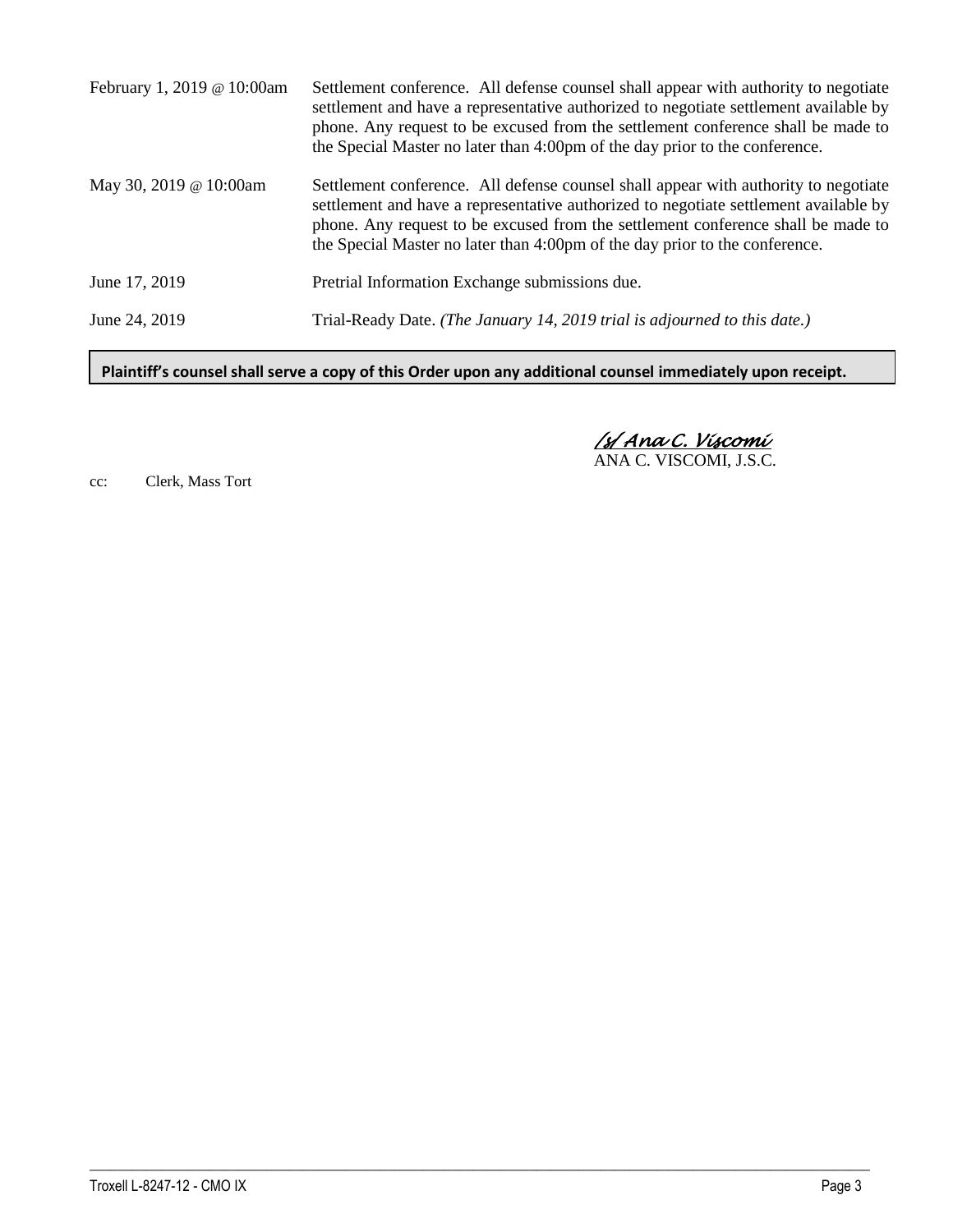| | |
|---|---|
| February 1, 2019 @ 10:00am | Settlement conference. All defense counsel shall appear with authority to negotiate settlement and have a representative authorized to negotiate settlement available by phone. Any request to be excused from the settlement conference shall be made to the Special Master no later than 4:00pm of the day prior to the conference. |
| May 30, 2019 @ 10:00am | Settlement conference. All defense counsel shall appear with authority to negotiate settlement and have a representative authorized to negotiate settlement available by phone. Any request to be excused from the settlement conference shall be made to the Special Master no later than 4:00pm of the day prior to the conference. |
| June 17, 2019 | Pretrial Information Exchange submissions due. |
| June 24, 2019 | Trial-Ready Date. *(The January 14, 2019 trial is adjourned to this date.)* |

**Plaintiff's counsel shall serve a copy of this Order upon any additional counsel immediately upon receipt.**

*/s/ Ana C. Viscomi*
ANA C. VISCOMI, J.S.C.

cc: Clerk, Mass Tort